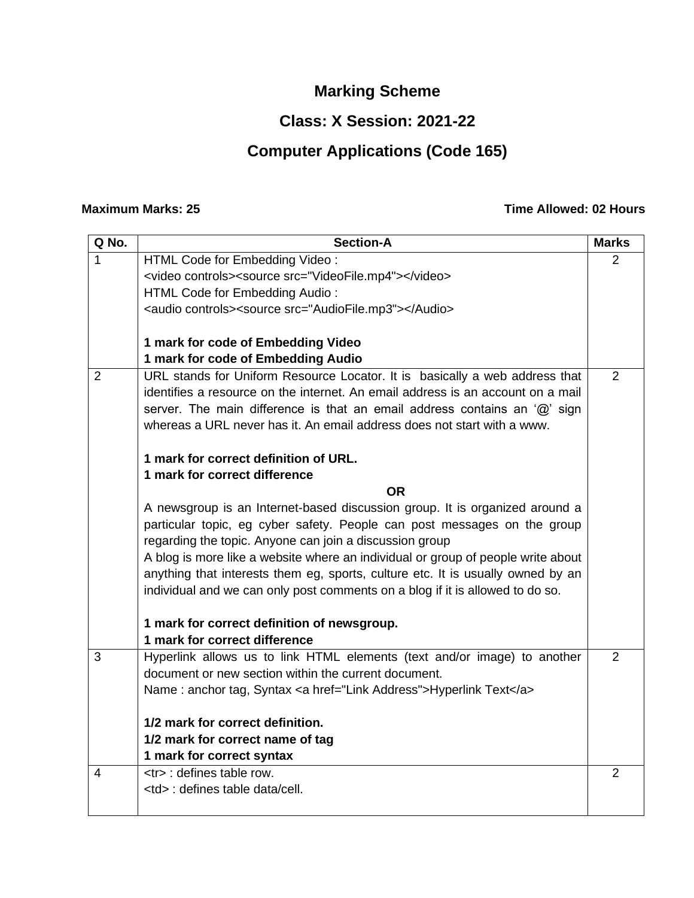# Marking Scheme

## Class: X Session: 2021-22

## Computer Applications (Code 165)

**Maximum Marks: 25** **Time Allowed: 02 Hours**

| Q No. | Section-A | Marks |
|---|---|---|
| 1 | HTML Code for Embedding Video :<br><video controls><source src="VideoFile.mp4"></video><br>HTML Code for Embedding Audio :<br><audio controls><source src="AudioFile.mp3"></Audio><br><br>**1 mark for code of Embedding Video**<br>**1 mark for code of Embedding Audio** | 2 |
| 2 | URL stands for Uniform Resource Locator. It is basically a web address that identifies a resource on the internet. An email address is an account on a mail server. The main difference is that an email address contains an '@' sign whereas a URL never has it. An email address does not start with a www.<br><br>**1 mark for correct definition of URL.**<br>**1 mark for correct difference**<br>**OR**<br>A newsgroup is an Internet-based discussion group. It is organized around a particular topic, eg cyber safety. People can post messages on the group regarding the topic. Anyone can join a discussion group<br>A blog is more like a website where an individual or group of people write about anything that interests them eg, sports, culture etc. It is usually owned by an individual and we can only post comments on a blog if it is allowed to do so.<br><br>**1 mark for correct definition of newsgroup.**<br>**1 mark for correct difference** | 2 |
| 3 | Hyperlink allows us to link HTML elements (text and/or image) to another document or new section within the current document.<br>Name : anchor tag, Syntax <a href="Link Address">Hyperlink Text</a><br><br>**1/2 mark for correct definition.**<br>**1/2 mark for correct name of tag**<br>**1 mark for correct syntax** | 2 |
| 4 | <tr> : defines table row.<br><td> : defines table data/cell. | 2 |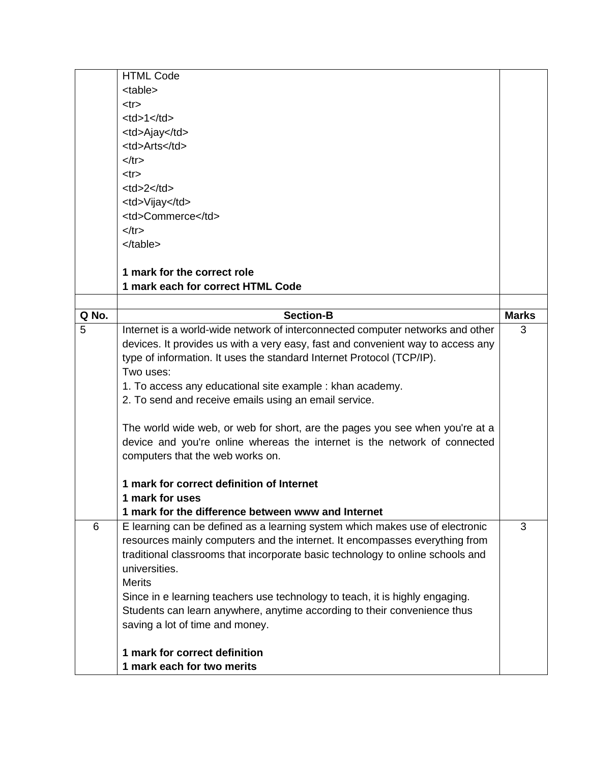| | | |
|---|---|---|
| | HTML Code<br>&lt;table&gt;<br>&lt;tr&gt;<br>&lt;td&gt;1&lt;/td&gt;<br>&lt;td&gt;Ajay&lt;/td&gt;<br>&lt;td&gt;Arts&lt;/td&gt;<br>&lt;/tr&gt;<br>&lt;tr&gt;<br>&lt;td&gt;2&lt;/td&gt;<br>&lt;td&gt;Vijay&lt;/td&gt;<br>&lt;td&gt;Commerce&lt;/td&gt;<br>&lt;/tr&gt;<br>&lt;/table&gt;<br><br>**1 mark for the correct role**<br>**1 mark each for correct HTML Code** | |
| | | |

| Q No. | Section-B | Marks |
|---|---|---|
| 5 | Internet is a world-wide network of interconnected computer networks and other devices. It provides us with a very easy, fast and convenient way to access any type of information. It uses the standard Internet Protocol (TCP/IP).<br>Two uses:<br>1. To access any educational site example : khan academy.<br>2. To send and receive emails using an email service.<br><br>The world wide web, or web for short, are the pages you see when you're at a device and you're online whereas the internet is the network of connected computers that the web works on.<br><br>**1 mark for correct definition of Internet**<br>**1 mark for uses**<br>**1 mark for the difference between www and Internet** | 3 |
| 6 | E learning can be defined as a learning system which makes use of electronic resources mainly computers and the internet. It encompasses everything from traditional classrooms that incorporate basic technology to online schools and universities.<br>Merits<br>Since in e learning teachers use technology to teach, it is highly engaging.<br>Students can learn anywhere, anytime according to their convenience thus saving a lot of time and money.<br><br>**1 mark for correct definition**<br>**1 mark each for two merits** | 3 |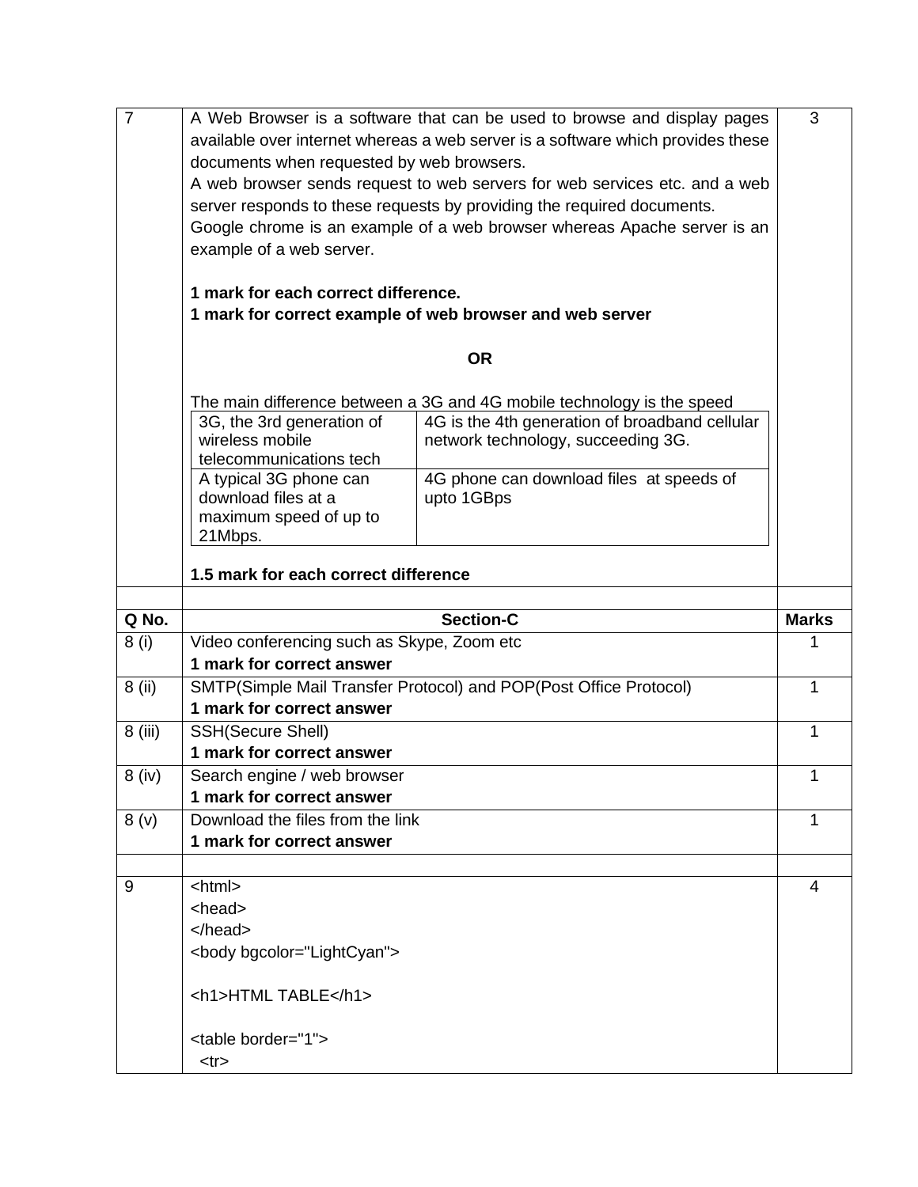| Q No. | | Marks |
|---|---|---|
| 7 | A Web Browser is a software that can be used to browse and display pages available over internet whereas a web server is a software which provides these documents when requested by web browsers.<br>A web browser sends request to web servers for web services etc. and a web server responds to these requests by providing the required documents.<br>Google chrome is an example of a web browser whereas Apache server is an example of a web server.<br><br>**1 mark for each correct difference.**<br>**1 mark for correct example of web browser and web server**<br><br>**OR**<br><br>The main difference between a 3G and 4G mobile technology is the speed<br>3G, the 3rd generation of wireless mobile telecommunications tech — 4G is the 4th generation of broadband cellular network technology, succeeding 3G.<br>A typical 3G phone can download files at a maximum speed of up to 21Mbps. — 4G phone can download files at speeds of upto 1GBps<br><br>**1.5 mark for each correct difference** | 3 |
| | | |
| **Q No.** | **Section-C** | **Marks** |
| 8 (i) | Video conferencing such as Skype, Zoom etc<br>**1 mark for correct answer** | 1 |
| 8 (ii) | SMTP(Simple Mail Transfer Protocol) and POP(Post Office Protocol)<br>**1 mark for correct answer** | 1 |
| 8 (iii) | SSH(Secure Shell)<br>**1 mark for correct answer** | 1 |
| 8 (iv) | Search engine / web browser<br>**1 mark for correct answer** | 1 |
| 8 (v) | Download the files from the link<br>**1 mark for correct answer** | 1 |
| | | |
| 9 | See code below | 4 |

```
<html>
<head>
</head>
<body bgcolor="LightCyan">

<h1>HTML TABLE</h1>

<table border="1">
  <tr>
```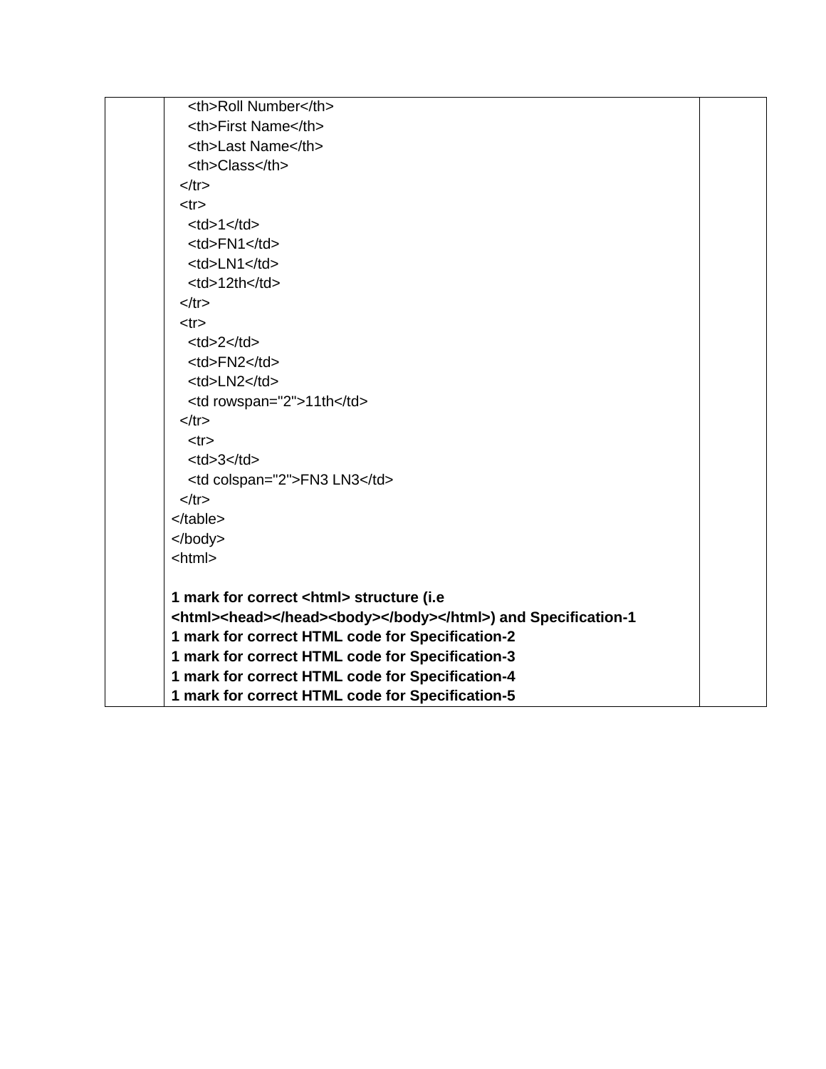```
    <th>Roll Number</th>
    <th>First Name</th>
    <th>Last Name</th>
    <th>Class</th>
  </tr>
  <tr>
    <td>1</td>
    <td>FN1</td>
    <td>LN1</td>
    <td>12th</td>
  </tr>
  <tr>
    <td>2</td>
    <td>FN2</td>
    <td>LN2</td>
    <td rowspan="2">11th</td>
  </tr>
    <tr>
    <td>3</td>
    <td colspan="2">FN3 LN3</td>
  </tr>
</table>
</body>
<html>
```

**1 mark for correct <html> structure (i.e <html><head></head><body></body></html>) and Specification-1**
**1 mark for correct HTML code for Specification-2**
**1 mark for correct HTML code for Specification-3**
**1 mark for correct HTML code for Specification-4**
**1 mark for correct HTML code for Specification-5**